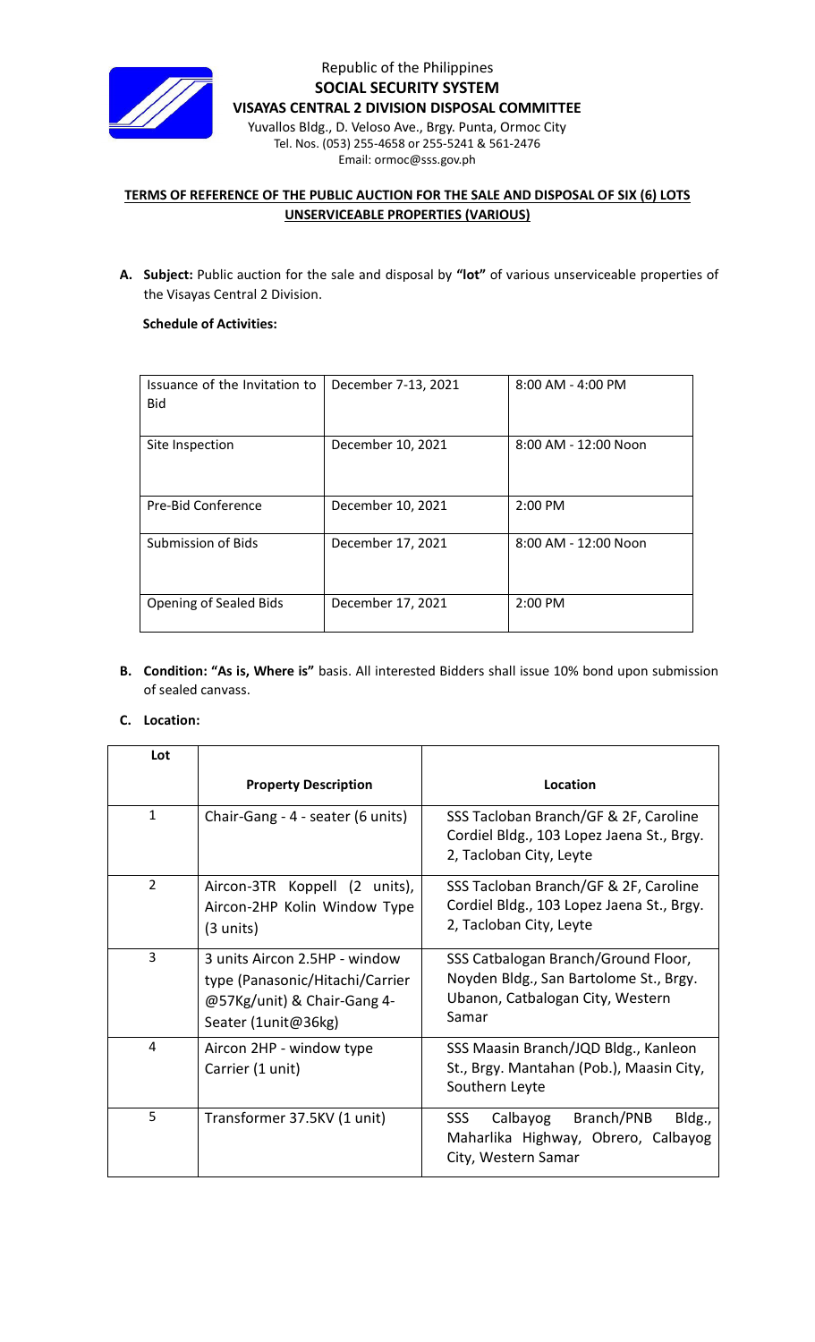Republic of the Philippines
**SOCIAL SECURITY SYSTEM**
**VISAYAS CENTRAL 2 DIVISION DISPOSAL COMMITTEE**
Yuvallos Bldg., D. Veloso Ave., Brgy. Punta, Ormoc City
Tel. Nos. (053) 255-4658 or 255-5241 & 561-2476
Email: ormoc@sss.gov.ph

**TERMS OF REFERENCE OF THE PUBLIC AUCTION FOR THE SALE AND DISPOSAL OF SIX (6) LOTS UNSERVICEABLE PROPERTIES (VARIOUS)**

**A. Subject:** Public auction for the sale and disposal by **"lot"** of various unserviceable properties of the Visayas Central 2 Division.

**Schedule of Activities:**

| | | |
|---|---|---|
| Issuance of the Invitation to Bid | December 7-13, 2021 | 8:00 AM - 4:00 PM |
| Site Inspection | December 10, 2021 | 8:00 AM - 12:00 Noon |
| Pre-Bid Conference | December 10, 2021 | 2:00 PM |
| Submission of Bids | December 17, 2021 | 8:00 AM - 12:00 Noon |
| Opening of Sealed Bids | December 17, 2021 | 2:00 PM |

**B. Condition: "As is, Where is"** basis. All interested Bidders shall issue 10% bond upon submission of sealed canvass.

**C. Location:**

| Lot | Property Description | Location |
|---|---|---|
| 1 | Chair-Gang - 4 - seater (6 units) | SSS Tacloban Branch/GF & 2F, Caroline Cordiel Bldg., 103 Lopez Jaena St., Brgy. 2, Tacloban City, Leyte |
| 2 | Aircon-3TR Koppell (2 units), Aircon-2HP Kolin Window Type (3 units) | SSS Tacloban Branch/GF & 2F, Caroline Cordiel Bldg., 103 Lopez Jaena St., Brgy. 2, Tacloban City, Leyte |
| 3 | 3 units Aircon 2.5HP - window type (Panasonic/Hitachi/Carrier @57Kg/unit) & Chair-Gang 4-Seater (1unit@36kg) | SSS Catbalogan Branch/Ground Floor, Noyden Bldg., San Bartolome St., Brgy. Ubanon, Catbalogan City, Western Samar |
| 4 | Aircon 2HP - window type Carrier (1 unit) | SSS Maasin Branch/JQD Bldg., Kanleon St., Brgy. Mantahan (Pob.), Maasin City, Southern Leyte |
| 5 | Transformer 37.5KV (1 unit) | SSS Calbayog Branch/PNB Bldg., Maharlika Highway, Obrero, Calbayog City, Western Samar |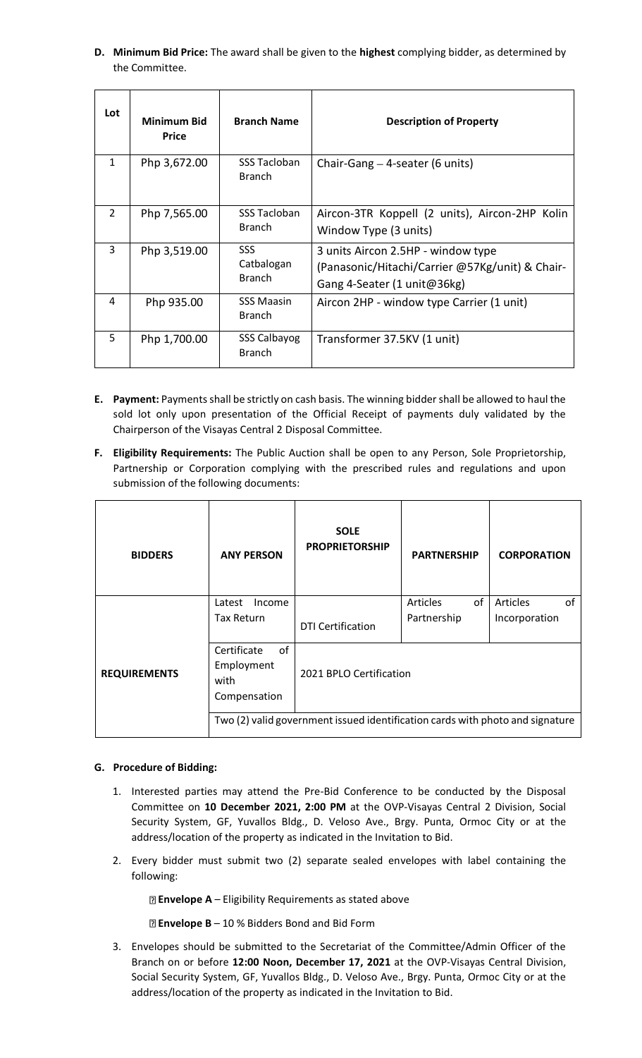**D. Minimum Bid Price:** The award shall be given to the **highest** complying bidder, as determined by the Committee.

| Lot | Minimum Bid Price | Branch Name | Description of Property |
|---|---|---|---|
| 1 | Php 3,672.00 | SSS Tacloban Branch | Chair-Gang – 4-seater (6 units) |
| 2 | Php 7,565.00 | SSS Tacloban Branch | Aircon-3TR Koppell (2 units), Aircon-2HP Kolin Window Type (3 units) |
| 3 | Php 3,519.00 | SSS Catbalogan Branch | 3 units Aircon 2.5HP - window type (Panasonic/Hitachi/Carrier @57Kg/unit) & Chair-Gang 4-Seater (1 unit@36kg) |
| 4 | Php 935.00 | SSS Maasin Branch | Aircon 2HP - window type Carrier (1 unit) |
| 5 | Php 1,700.00 | SSS Calbayog Branch | Transformer 37.5KV (1 unit) |

**E. Payment:** Payments shall be strictly on cash basis. The winning bidder shall be allowed to haul the sold lot only upon presentation of the Official Receipt of payments duly validated by the Chairperson of the Visayas Central 2 Disposal Committee.

**F. Eligibility Requirements:** The Public Auction shall be open to any Person, Sole Proprietorship, Partnership or Corporation complying with the prescribed rules and regulations and upon submission of the following documents:

| BIDDERS | ANY PERSON | SOLE PROPRIETORSHIP | PARTNERSHIP | CORPORATION |
|---|---|---|---|---|
| REQUIREMENTS | Latest Income Tax Return | DTI Certification | Articles of Partnership | Articles of Incorporation |
| | Certificate of Employment with Compensation | 2021 BPLO Certification | | |
| | Two (2) valid government issued identification cards with photo and signature | | | |

**G. Procedure of Bidding:**

1. Interested parties may attend the Pre-Bid Conference to be conducted by the Disposal Committee on **10 December 2021, 2:00 PM** at the OVP-Visayas Central 2 Division, Social Security System, GF, Yuvallos Bldg., D. Veloso Ave., Brgy. Punta, Ormoc City or at the address/location of the property as indicated in the Invitation to Bid.
2. Every bidder must submit two (2) separate sealed envelopes with label containing the following:

   - **Envelope A** – Eligibility Requirements as stated above
   - **Envelope B** – 10 % Bidders Bond and Bid Form

3. Envelopes should be submitted to the Secretariat of the Committee/Admin Officer of the Branch on or before **12:00 Noon, December 17, 2021** at the OVP-Visayas Central Division, Social Security System, GF, Yuvallos Bldg., D. Veloso Ave., Brgy. Punta, Ormoc City or at the address/location of the property as indicated in the Invitation to Bid.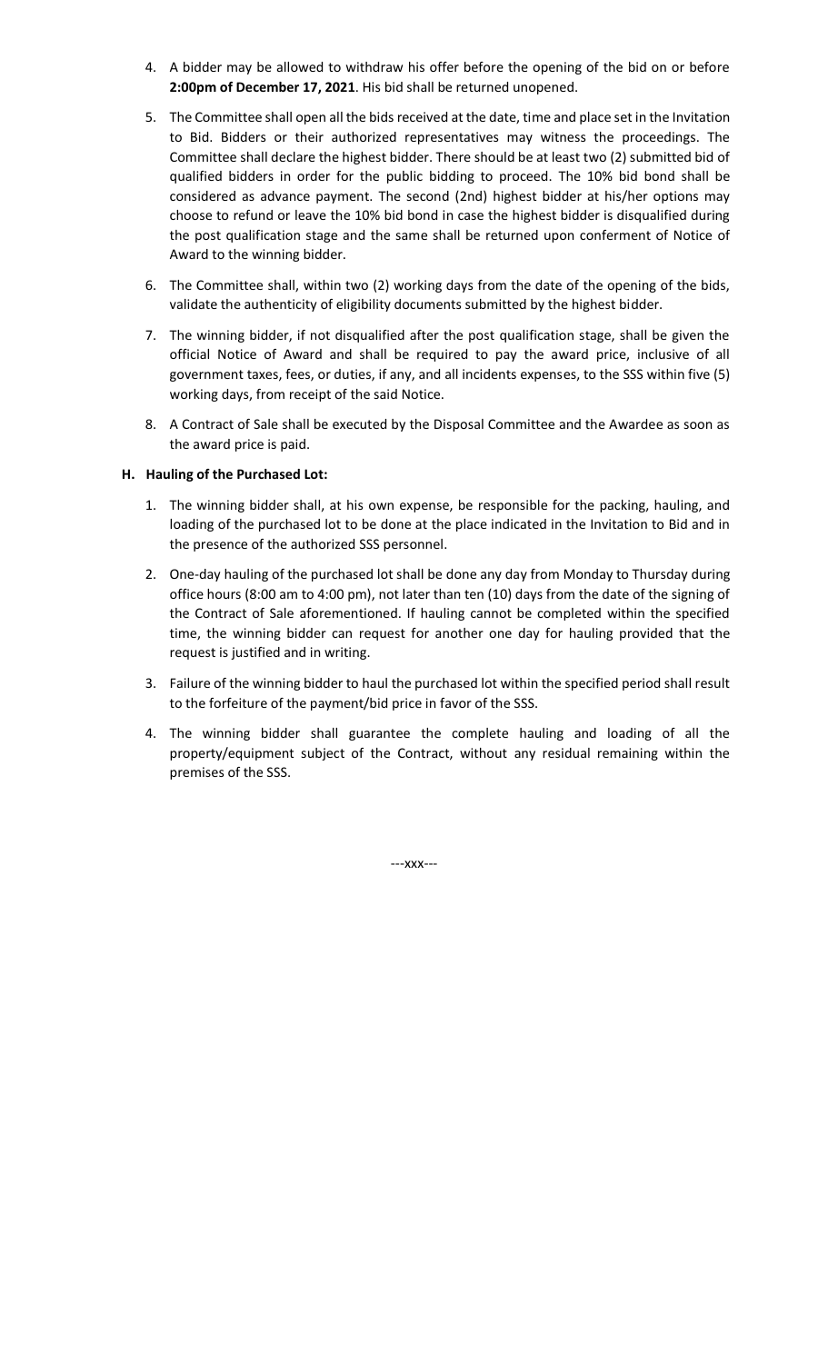4. A bidder may be allowed to withdraw his offer before the opening of the bid on or before **2:00pm of December 17, 2021**. His bid shall be returned unopened.

5. The Committee shall open all the bids received at the date, time and place set in the Invitation to Bid. Bidders or their authorized representatives may witness the proceedings. The Committee shall declare the highest bidder. There should be at least two (2) submitted bid of qualified bidders in order for the public bidding to proceed. The 10% bid bond shall be considered as advance payment. The second (2nd) highest bidder at his/her options may choose to refund or leave the 10% bid bond in case the highest bidder is disqualified during the post qualification stage and the same shall be returned upon conferment of Notice of Award to the winning bidder.

6. The Committee shall, within two (2) working days from the date of the opening of the bids, validate the authenticity of eligibility documents submitted by the highest bidder.

7. The winning bidder, if not disqualified after the post qualification stage, shall be given the official Notice of Award and shall be required to pay the award price, inclusive of all government taxes, fees, or duties, if any, and all incidents expenses, to the SSS within five (5) working days, from receipt of the said Notice.

8. A Contract of Sale shall be executed by the Disposal Committee and the Awardee as soon as the award price is paid.

**H. Hauling of the Purchased Lot:**

1. The winning bidder shall, at his own expense, be responsible for the packing, hauling, and loading of the purchased lot to be done at the place indicated in the Invitation to Bid and in the presence of the authorized SSS personnel.

2. One-day hauling of the purchased lot shall be done any day from Monday to Thursday during office hours (8:00 am to 4:00 pm), not later than ten (10) days from the date of the signing of the Contract of Sale aforementioned. If hauling cannot be completed within the specified time, the winning bidder can request for another one day for hauling provided that the request is justified and in writing.

3. Failure of the winning bidder to haul the purchased lot within the specified period shall result to the forfeiture of the payment/bid price in favor of the SSS.

4. The winning bidder shall guarantee the complete hauling and loading of all the property/equipment subject of the Contract, without any residual remaining within the premises of the SSS.

---xxx---